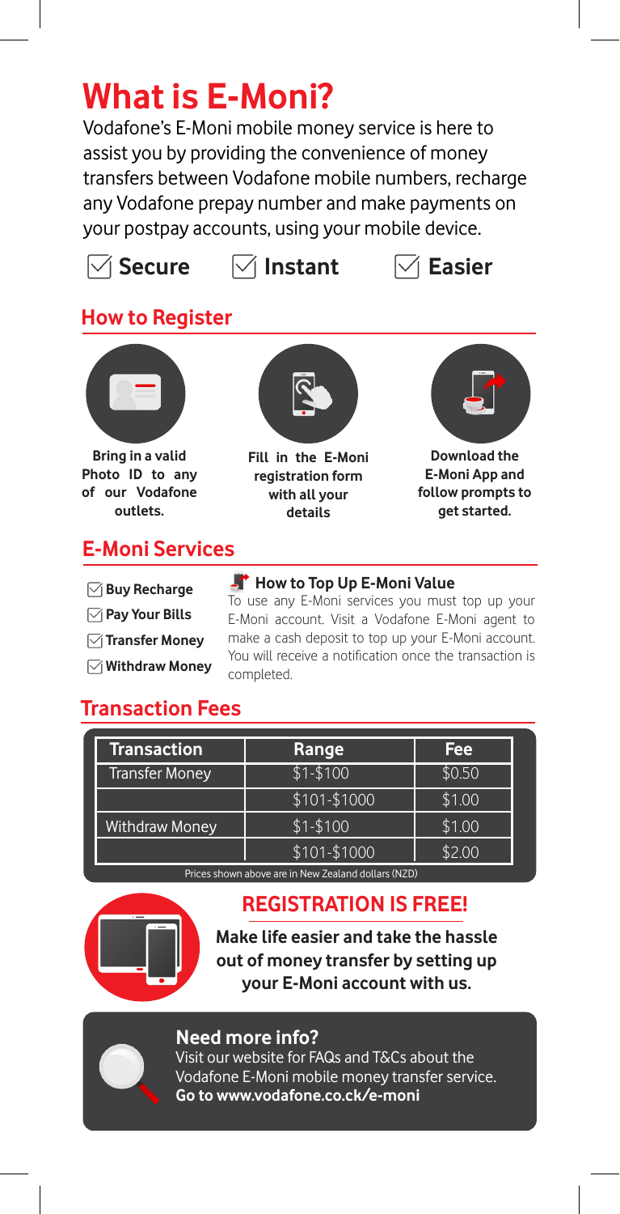# What is E-Moni?

Vodafone's E-Moni mobile money service is here to assist you by providing the convenience of money transfers between Vodafone mobile numbers, recharge any Vodafone prepay number and make payments on your postpay accounts, using your mobile device.

- **Secure**
- **Instant**
- **Easier**

## How to Register

**Bring in a valid Photo ID to any of our Vodafone outlets.**

**Fill in the E-Moni registration form with all your details**

**Download the E-Moni App and follow prompts to get started.**

## E-Moni Services

- **Buy Recharge**
- **Pay Your Bills**
- **Transfer Money**
- **Withdraw Money**

### How to Top Up E-Moni Value

To use any E-Moni services you must top up your E-Moni account. Visit a Vodafone E-Moni agent to make a cash deposit to top up your E-Moni account. You will receive a notification once the transaction is completed.

## Transaction Fees

| Transaction | Range | Fee |
|---|---|---|
| Transfer Money | $1-$100 | $0.50 |
| | $101-$1000 | $1.00 |
| Withdraw Money | $1-$100 | $1.00 |
| | $101-$1000 | $2.00 |

Prices shown above are in New Zealand dollars (NZD)

## REGISTRATION IS FREE!

**Make life easier and take the hassle out of money transfer by setting up your E-Moni account with us.**

### Need more info?

Visit our website for FAQs and T&Cs about the Vodafone E-Moni mobile money transfer service.
**Go to www.vodafone.co.ck/e-moni**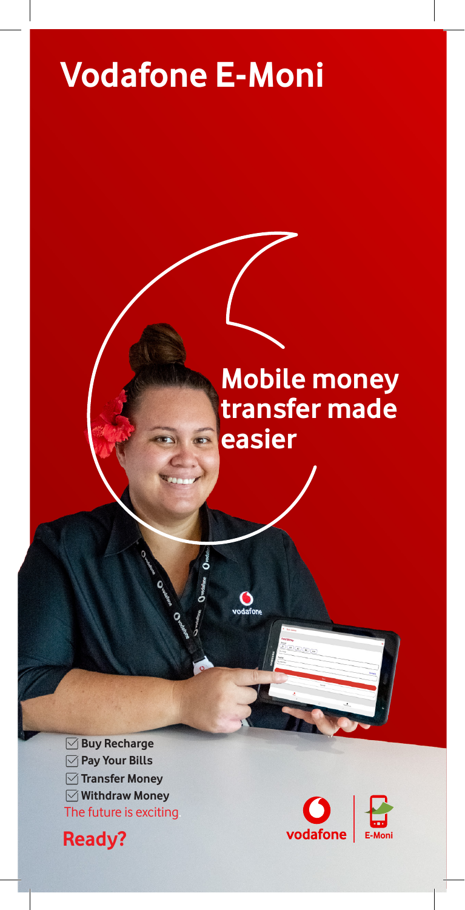# Vodafone E-Moni

## Mobile money transfer made easier

- ☑ **Buy Recharge**
- ☑ **Pay Your Bills**
- ☑ **Transfer Money**
- ☑ **Withdraw Money**

The future is exciting.

**Ready?**

vodafone | E-Moni